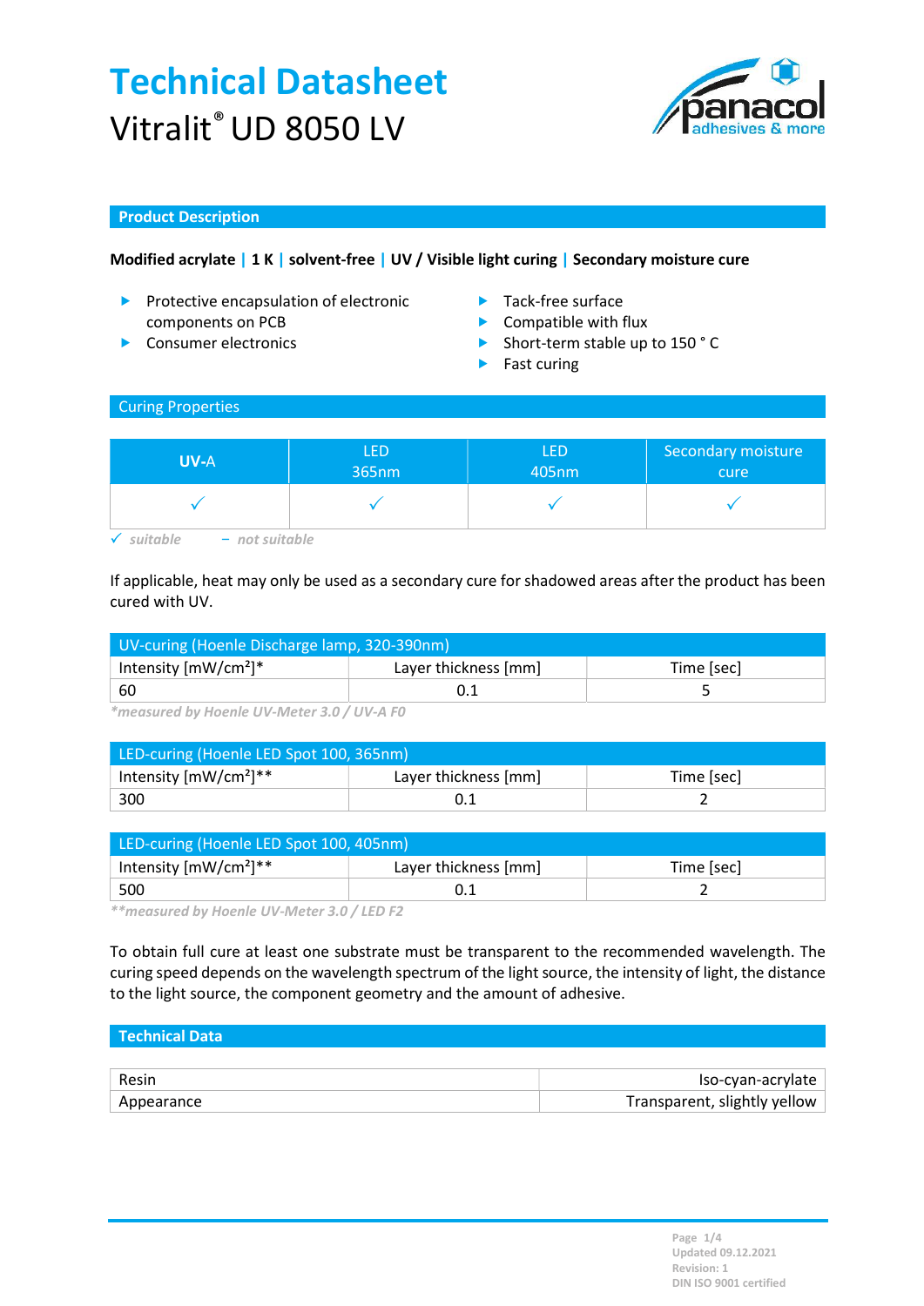# Technical Datasheet

Vitralit® UD 8050 LV

## Product Description

**Modified acrylate | 1 K | solvent-free | UV / Visible light curing | Secondary moisture cure**

- Protective encapsulation of electronic components on PCB
- Consumer electronics
- Tack-free surface
- Compatible with flux
- Short-term stable up to 150 ° C
- Fast curing

## Curing Properties

| UV-A | LED 365nm | LED 405nm | Secondary moisture cure |
|---|---|---|---|
| ✓ | ✓ | ✓ | ✓ |

*✓ suitable   – not suitable*

If applicable, heat may only be used as a secondary cure for shadowed areas after the product has been cured with UV.

| UV-curing (Hoenle Discharge lamp, 320-390nm) | | |
|---|---|---|
| Intensity [mW/cm²]* | Layer thickness [mm] | Time [sec] |
| 60 | 0.1 | 5 |

*\*measured by Hoenle UV-Meter 3.0 / UV-A F0*

| LED-curing (Hoenle LED Spot 100, 365nm) | | |
|---|---|---|
| Intensity [mW/cm²]** | Layer thickness [mm] | Time [sec] |
| 300 | 0.1 | 2 |

| LED-curing (Hoenle LED Spot 100, 405nm) | | |
|---|---|---|
| Intensity [mW/cm²]** | Layer thickness [mm] | Time [sec] |
| 500 | 0.1 | 2 |

*\*\*measured by Hoenle UV-Meter 3.0 / LED F2*

To obtain full cure at least one substrate must be transparent to the recommended wavelength. The curing speed depends on the wavelength spectrum of the light source, the intensity of light, the distance to the light source, the component geometry and the amount of adhesive.

## Technical Data

| | |
|---|---|
| Resin | Iso-cyan-acrylate |
| Appearance | Transparent, slightly yellow |

Updated 09.12.2021
Revision: 1
DIN ISO 9001 certified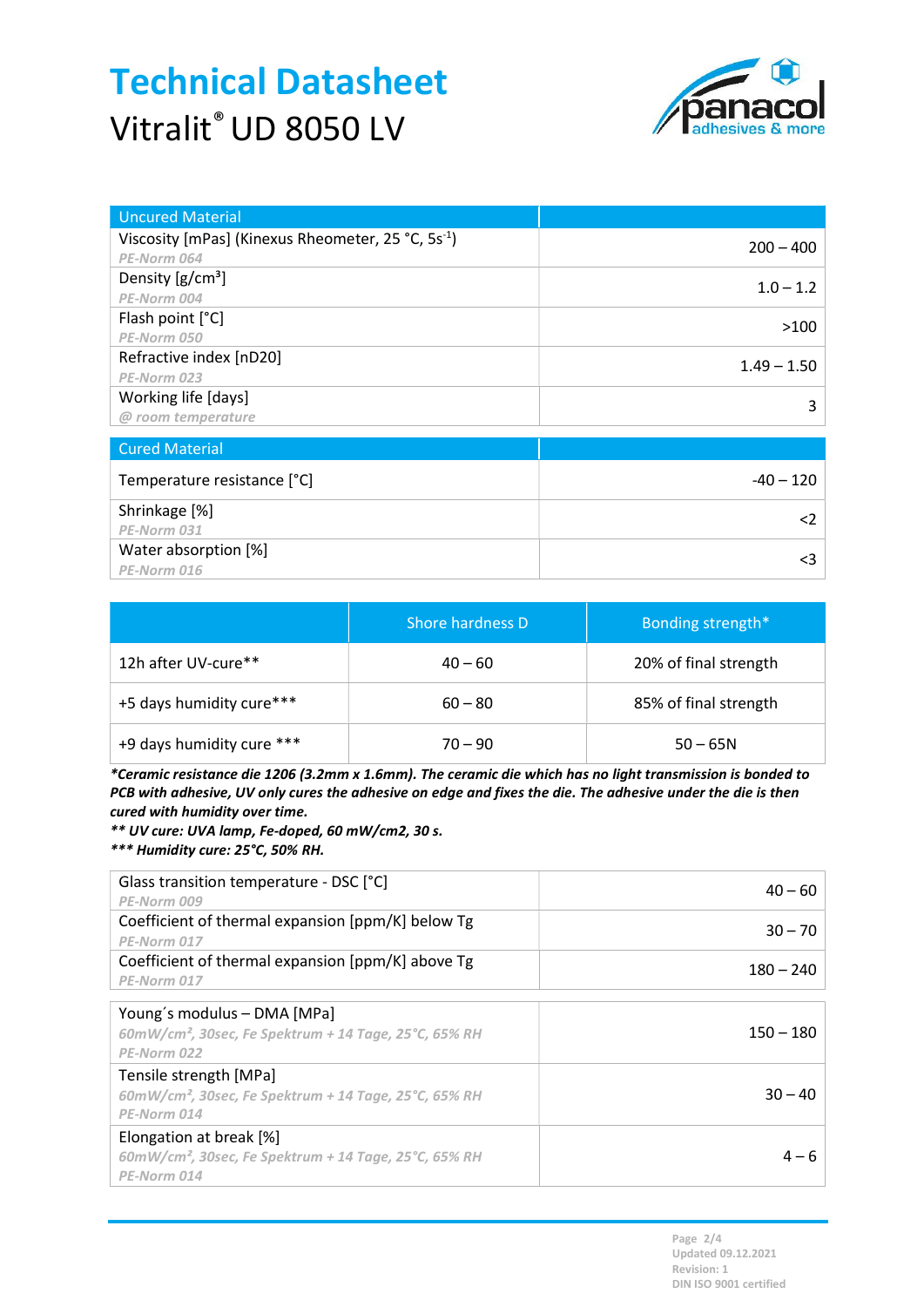# Technical Datasheet

Vitralit® UD 8050 LV

| Uncured Material | |
|---|---|
| Viscosity [mPas] (Kinexus Rheometer, 25 °C, 5s$^{-1}$)<br>*PE-Norm 064* | 200 – 400 |
| Density [g/cm³]<br>*PE-Norm 004* | 1.0 – 1.2 |
| Flash point [°C]<br>*PE-Norm 050* | >100 |
| Refractive index [nD20]<br>*PE-Norm 023* | 1.49 – 1.50 |
| Working life [days]<br>*@ room temperature* | 3 |

| Cured Material | |
|---|---|
| Temperature resistance [°C] | -40 – 120 |
| Shrinkage [%]<br>*PE-Norm 031* | <2 |
| Water absorption [%]<br>*PE-Norm 016* | <3 |

| | Shore hardness D | Bonding strength* |
|---|---|---|
| 12h after UV-cure** | 40 – 60 | 20% of final strength |
| +5 days humidity cure*** | 60 – 80 | 85% of final strength |
| +9 days humidity cure *** | 70 – 90 | 50 – 65N |

***Ceramic resistance die 1206 (3.2mm x 1.6mm). The ceramic die which has no light transmission is bonded to PCB with adhesive, UV only cures the adhesive on edge and fixes the die. The adhesive under the die is then cured with humidity over time.***

***** UV cure: UVA lamp, Fe-doped, 60 mW/cm2, 30 s.***

****** Humidity cure: 25°C, 50% RH.***

| | |
|---|---|
| Glass transition temperature - DSC [°C]<br>*PE-Norm 009* | 40 – 60 |
| Coefficient of thermal expansion [ppm/K] below Tg<br>*PE-Norm 017* | 30 – 70 |
| Coefficient of thermal expansion [ppm/K] above Tg<br>*PE-Norm 017* | 180 – 240 |

| | |
|---|---|
| Young´s modulus – DMA [MPa]<br>*60mW/cm², 30sec, Fe Spektrum + 14 Tage, 25°C, 65% RH*<br>*PE-Norm 022* | 150 – 180 |
| Tensile strength [MPa]<br>*60mW/cm², 30sec, Fe Spektrum + 14 Tage, 25°C, 65% RH*<br>*PE-Norm 014* | 30 – 40 |
| Elongation at break [%]<br>*60mW/cm², 30sec, Fe Spektrum + 14 Tage, 25°C, 65% RH*<br>*PE-Norm 014* | 4 – 6 |

Updated 09.12.2021
Revision: 1
DIN ISO 9001 certified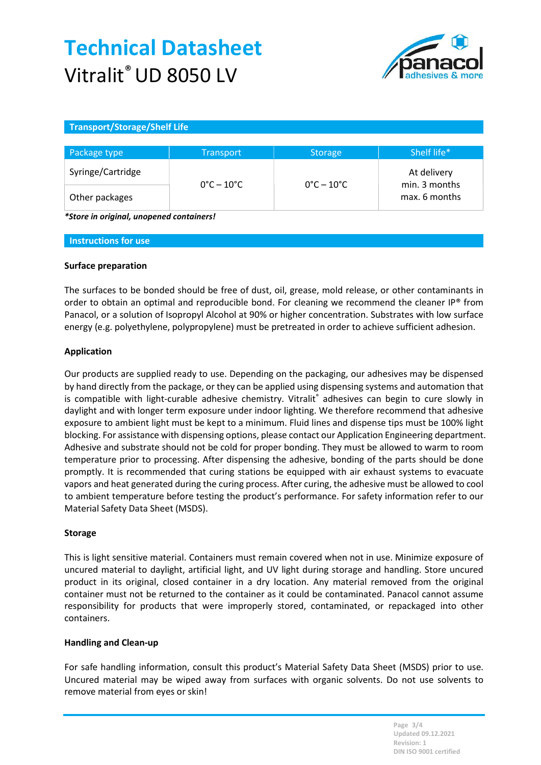# Technical Datasheet
Vitralit® UD 8050 LV

## Transport/Storage/Shelf Life

| Package type | Transport | Storage | Shelf life* |
|---|---|---|---|
| Syringe/Cartridge | 0°C – 10°C | 0°C – 10°C | At delivery min. 3 months max. 6 months |
| Other packages | | | |

***Store in original, unopened containers!***

## Instructions for use

### Surface preparation

The surfaces to be bonded should be free of dust, oil, grease, mold release, or other contaminants in order to obtain an optimal and reproducible bond. For cleaning we recommend the cleaner IP® from Panacol, or a solution of Isopropyl Alcohol at 90% or higher concentration. Substrates with low surface energy (e.g. polyethylene, polypropylene) must be pretreated in order to achieve sufficient adhesion.

### Application

Our products are supplied ready to use. Depending on the packaging, our adhesives may be dispensed by hand directly from the package, or they can be applied using dispensing systems and automation that is compatible with light-curable adhesive chemistry. Vitralit® adhesives can begin to cure slowly in daylight and with longer term exposure under indoor lighting. We therefore recommend that adhesive exposure to ambient light must be kept to a minimum. Fluid lines and dispense tips must be 100% light blocking. For assistance with dispensing options, please contact our Application Engineering department. Adhesive and substrate should not be cold for proper bonding. They must be allowed to warm to room temperature prior to processing. After dispensing the adhesive, bonding of the parts should be done promptly. It is recommended that curing stations be equipped with air exhaust systems to evacuate vapors and heat generated during the curing process. After curing, the adhesive must be allowed to cool to ambient temperature before testing the product's performance. For safety information refer to our Material Safety Data Sheet (MSDS).

### Storage

This is light sensitive material. Containers must remain covered when not in use. Minimize exposure of uncured material to daylight, artificial light, and UV light during storage and handling. Store uncured product in its original, closed container in a dry location. Any material removed from the original container must not be returned to the container as it could be contaminated. Panacol cannot assume responsibility for products that were improperly stored, contaminated, or repackaged into other containers.

### Handling and Clean-up

For safe handling information, consult this product's Material Safety Data Sheet (MSDS) prior to use. Uncured material may be wiped away from surfaces with organic solvents. Do not use solvents to remove material from eyes or skin!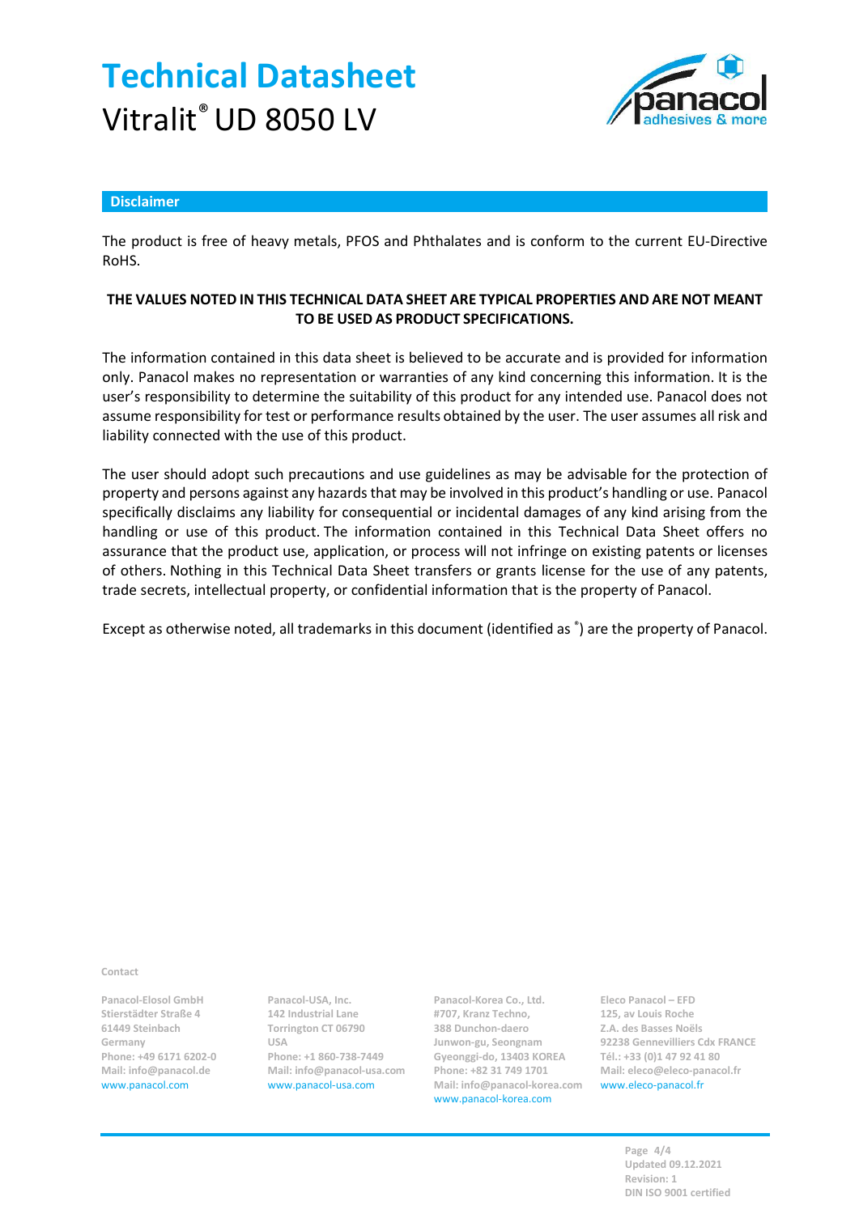# Technical Datasheet

Vitralit® UD 8050 LV

## Disclaimer

The product is free of heavy metals, PFOS and Phthalates and is conform to the current EU-Directive RoHS.

**THE VALUES NOTED IN THIS TECHNICAL DATA SHEET ARE TYPICAL PROPERTIES AND ARE NOT MEANT TO BE USED AS PRODUCT SPECIFICATIONS.**

The information contained in this data sheet is believed to be accurate and is provided for information only. Panacol makes no representation or warranties of any kind concerning this information. It is the user's responsibility to determine the suitability of this product for any intended use. Panacol does not assume responsibility for test or performance results obtained by the user. The user assumes all risk and liability connected with the use of this product.

The user should adopt such precautions and use guidelines as may be advisable for the protection of property and persons against any hazards that may be involved in this product's handling or use. Panacol specifically disclaims any liability for consequential or incidental damages of any kind arising from the handling or use of this product. The information contained in this Technical Data Sheet offers no assurance that the product use, application, or process will not infringe on existing patents or licenses of others. Nothing in this Technical Data Sheet transfers or grants license for the use of any patents, trade secrets, intellectual property, or confidential information that is the property of Panacol.

Except as otherwise noted, all trademarks in this document (identified as ®) are the property of Panacol.

Contact

Panacol-Elosol GmbH
Stierstädter Straße 4
61449 Steinbach
Germany
Phone: +49 6171 6202-0
Mail: info@panacol.de
www.panacol.com

Panacol-USA, Inc.
142 Industrial Lane
Torrington CT 06790
USA
Phone: +1 860-738-7449
Mail: info@panacol-usa.com
www.panacol-usa.com

Panacol-Korea Co., Ltd.
#707, Kranz Techno,
388 Dunchon-daero
Junwon-gu, Seongnam
Gyeonggi-do, 13403 KOREA
Phone: +82 31 749 1701
Mail: info@panacol-korea.com
www.panacol-korea.com

Eleco Panacol – EFD
125, av Louis Roche
Z.A. des Basses Noëls
92238 Gennevilliers Cdx FRANCE
Tél.: +33 (0)1 47 92 41 80
Mail: eleco@eleco-panacol.fr
www.eleco-panacol.fr

Updated 09.12.2021
Revision: 1
DIN ISO 9001 certified